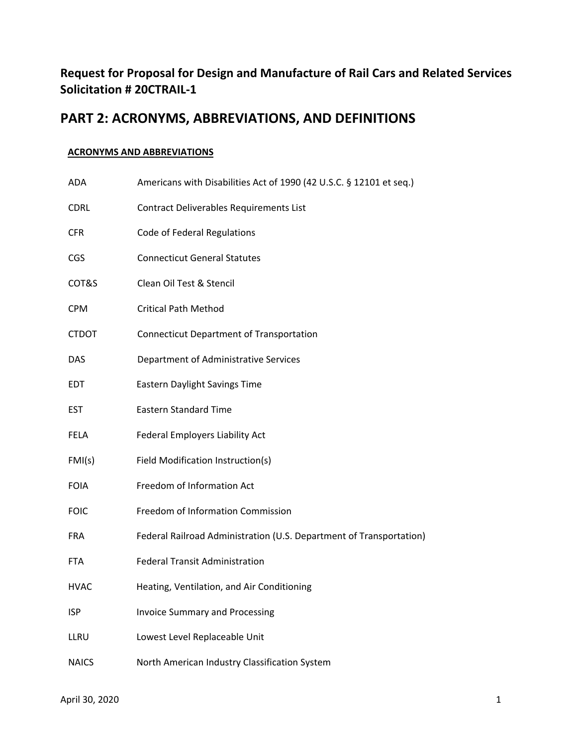## Request for Proposal for Design and Manufacture of Rail Cars and Related Services Solicitation # 20CTRAIL-1

# PART 2: ACRONYMS, ABBREVIATIONS, AND DEFINITIONS

### ACRONYMS AND ABBREVIATIONS

| | |
|---|---|
| ADA | Americans with Disabilities Act of 1990 (42 U.S.C. § 12101 et seq.) |
| CDRL | Contract Deliverables Requirements List |
| CFR | Code of Federal Regulations |
| CGS | Connecticut General Statutes |
| COT&S | Clean Oil Test & Stencil |
| CPM | Critical Path Method |
| CTDOT | Connecticut Department of Transportation |
| DAS | Department of Administrative Services |
| EDT | Eastern Daylight Savings Time |
| EST | Eastern Standard Time |
| FELA | Federal Employers Liability Act |
| FMI(s) | Field Modification Instruction(s) |
| FOIA | Freedom of Information Act |
| FOIC | Freedom of Information Commission |
| FRA | Federal Railroad Administration (U.S. Department of Transportation) |
| FTA | Federal Transit Administration |
| HVAC | Heating, Ventilation, and Air Conditioning |
| ISP | Invoice Summary and Processing |
| LLRU | Lowest Level Replaceable Unit |
| NAICS | North American Industry Classification System |

April 30, 2020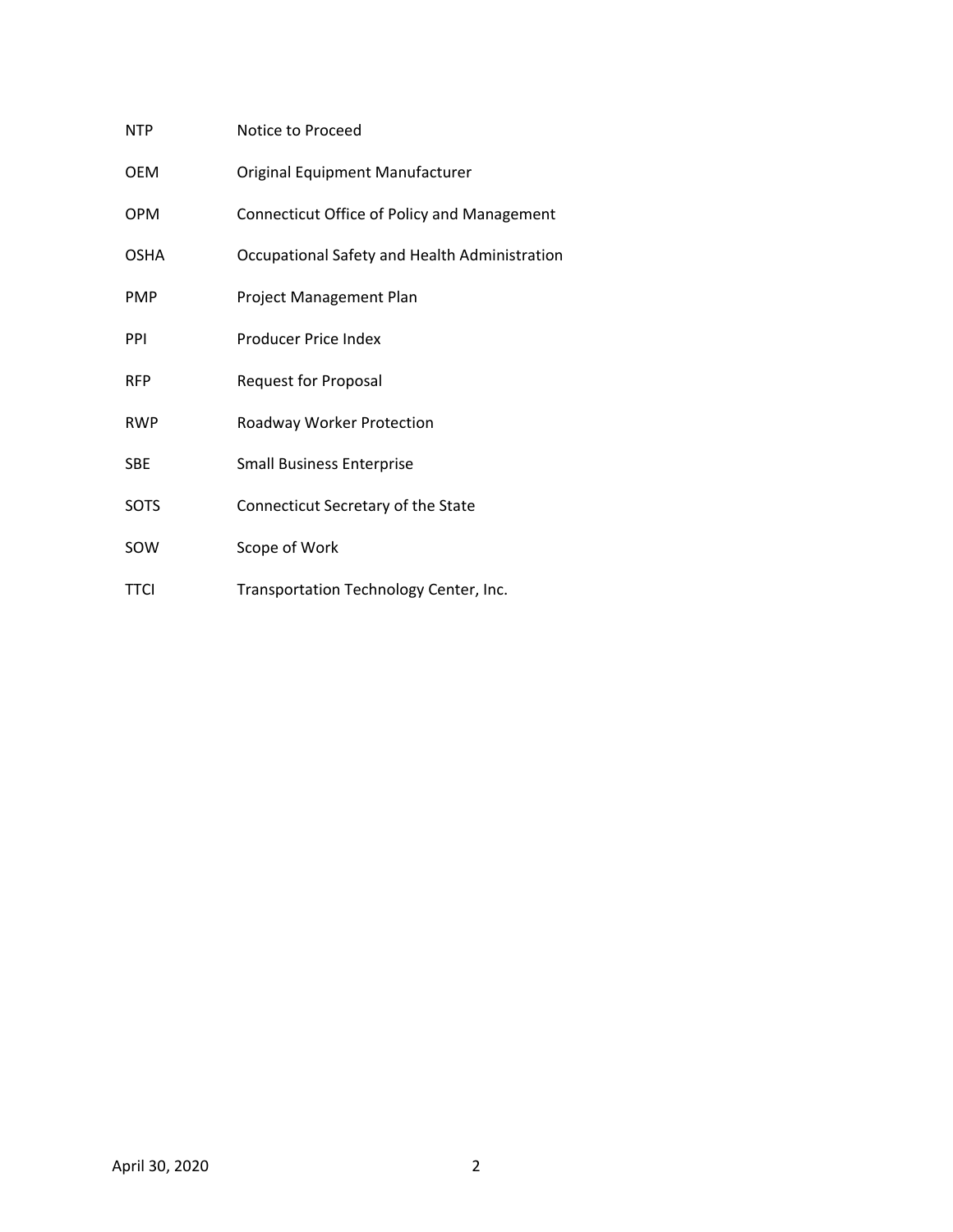| | |
|---|---|
| NTP | Notice to Proceed |
| OEM | Original Equipment Manufacturer |
| OPM | Connecticut Office of Policy and Management |
| OSHA | Occupational Safety and Health Administration |
| PMP | Project Management Plan |
| PPI | Producer Price Index |
| RFP | Request for Proposal |
| RWP | Roadway Worker Protection |
| SBE | Small Business Enterprise |
| SOTS | Connecticut Secretary of the State |
| SOW | Scope of Work |
| TTCI | Transportation Technology Center, Inc. |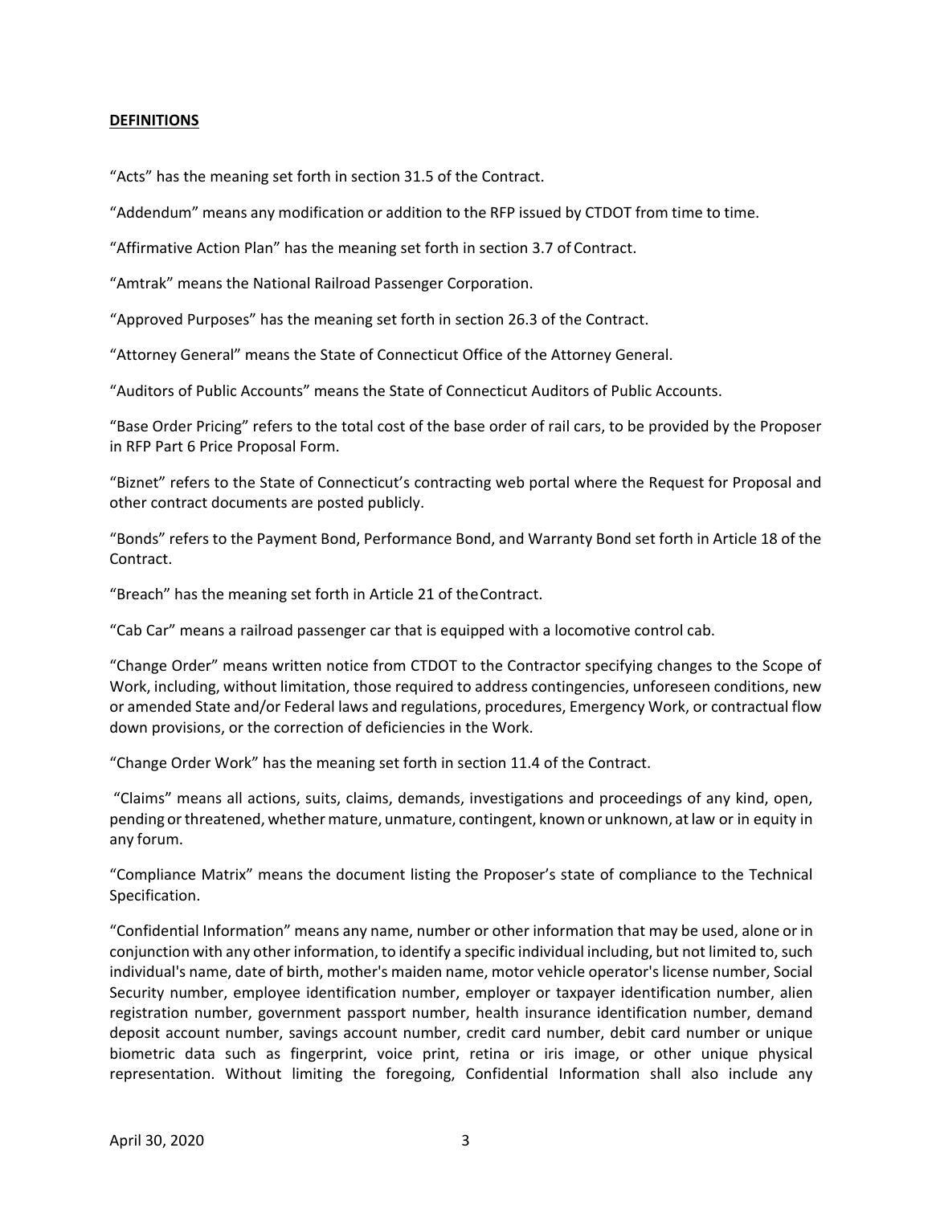**DEFINITIONS**

"Acts" has the meaning set forth in section 31.5 of the Contract.

"Addendum" means any modification or addition to the RFP issued by CTDOT from time to time.

"Affirmative Action Plan" has the meaning set forth in section 3.7 of Contract.

"Amtrak" means the National Railroad Passenger Corporation.

"Approved Purposes" has the meaning set forth in section 26.3 of the Contract.

"Attorney General" means the State of Connecticut Office of the Attorney General.

"Auditors of Public Accounts" means the State of Connecticut Auditors of Public Accounts.

"Base Order Pricing" refers to the total cost of the base order of rail cars, to be provided by the Proposer in RFP Part 6 Price Proposal Form.

"Biznet" refers to the State of Connecticut's contracting web portal where the Request for Proposal and other contract documents are posted publicly.

"Bonds" refers to the Payment Bond, Performance Bond, and Warranty Bond set forth in Article 18 of the Contract.

"Breach" has the meaning set forth in Article 21 of the Contract.

"Cab Car" means a railroad passenger car that is equipped with a locomotive control cab.

"Change Order" means written notice from CTDOT to the Contractor specifying changes to the Scope of Work, including, without limitation, those required to address contingencies, unforeseen conditions, new or amended State and/or Federal laws and regulations, procedures, Emergency Work, or contractual flow down provisions, or the correction of deficiencies in the Work.

"Change Order Work" has the meaning set forth in section 11.4 of the Contract.

"Claims" means all actions, suits, claims, demands, investigations and proceedings of any kind, open, pending or threatened, whether mature, unmature, contingent, known or unknown, at law or in equity in any forum.

"Compliance Matrix" means the document listing the Proposer's state of compliance to the Technical Specification.

"Confidential Information" means any name, number or other information that may be used, alone or in conjunction with any other information, to identify a specific individual including, but not limited to, such individual's name, date of birth, mother's maiden name, motor vehicle operator's license number, Social Security number, employee identification number, employer or taxpayer identification number, alien registration number, government passport number, health insurance identification number, demand deposit account number, savings account number, credit card number, debit card number or unique biometric data such as fingerprint, voice print, retina or iris image, or other unique physical representation. Without limiting the foregoing, Confidential Information shall also include any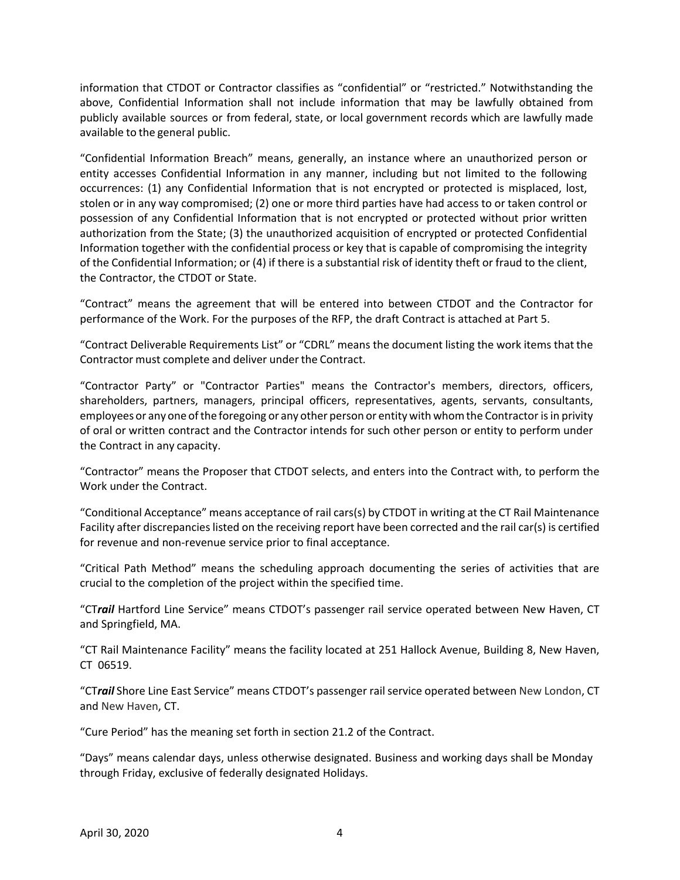information that CTDOT or Contractor classifies as "confidential" or "restricted." Notwithstanding the above, Confidential Information shall not include information that may be lawfully obtained from publicly available sources or from federal, state, or local government records which are lawfully made available to the general public.

"Confidential Information Breach" means, generally, an instance where an unauthorized person or entity accesses Confidential Information in any manner, including but not limited to the following occurrences: (1) any Confidential Information that is not encrypted or protected is misplaced, lost, stolen or in any way compromised; (2) one or more third parties have had access to or taken control or possession of any Confidential Information that is not encrypted or protected without prior written authorization from the State; (3) the unauthorized acquisition of encrypted or protected Confidential Information together with the confidential process or key that is capable of compromising the integrity of the Confidential Information; or (4) if there is a substantial risk of identity theft or fraud to the client, the Contractor, the CTDOT or State.

"Contract" means the agreement that will be entered into between CTDOT and the Contractor for performance of the Work. For the purposes of the RFP, the draft Contract is attached at Part 5.

"Contract Deliverable Requirements List" or "CDRL" means the document listing the work items that the Contractor must complete and deliver under the Contract.

"Contractor Party" or "Contractor Parties" means the Contractor's members, directors, officers, shareholders, partners, managers, principal officers, representatives, agents, servants, consultants, employees or any one of the foregoing or any other person or entity with whom the Contractor is in privity of oral or written contract and the Contractor intends for such other person or entity to perform under the Contract in any capacity.

"Contractor" means the Proposer that CTDOT selects, and enters into the Contract with, to perform the Work under the Contract.

"Conditional Acceptance" means acceptance of rail cars(s) by CTDOT in writing at the CT Rail Maintenance Facility after discrepancies listed on the receiving report have been corrected and the rail car(s) is certified for revenue and non-revenue service prior to final acceptance.

"Critical Path Method" means the scheduling approach documenting the series of activities that are crucial to the completion of the project within the specified time.

"CT***rail*** Hartford Line Service" means CTDOT's passenger rail service operated between New Haven, CT and Springfield, MA.

"CT Rail Maintenance Facility" means the facility located at 251 Hallock Avenue, Building 8, New Haven, CT 06519.

"CT***rail*** Shore Line East Service" means CTDOT's passenger rail service operated between New London, CT and New Haven, CT.

"Cure Period" has the meaning set forth in section 21.2 of the Contract.

"Days" means calendar days, unless otherwise designated. Business and working days shall be Monday through Friday, exclusive of federally designated Holidays.

April 30, 2020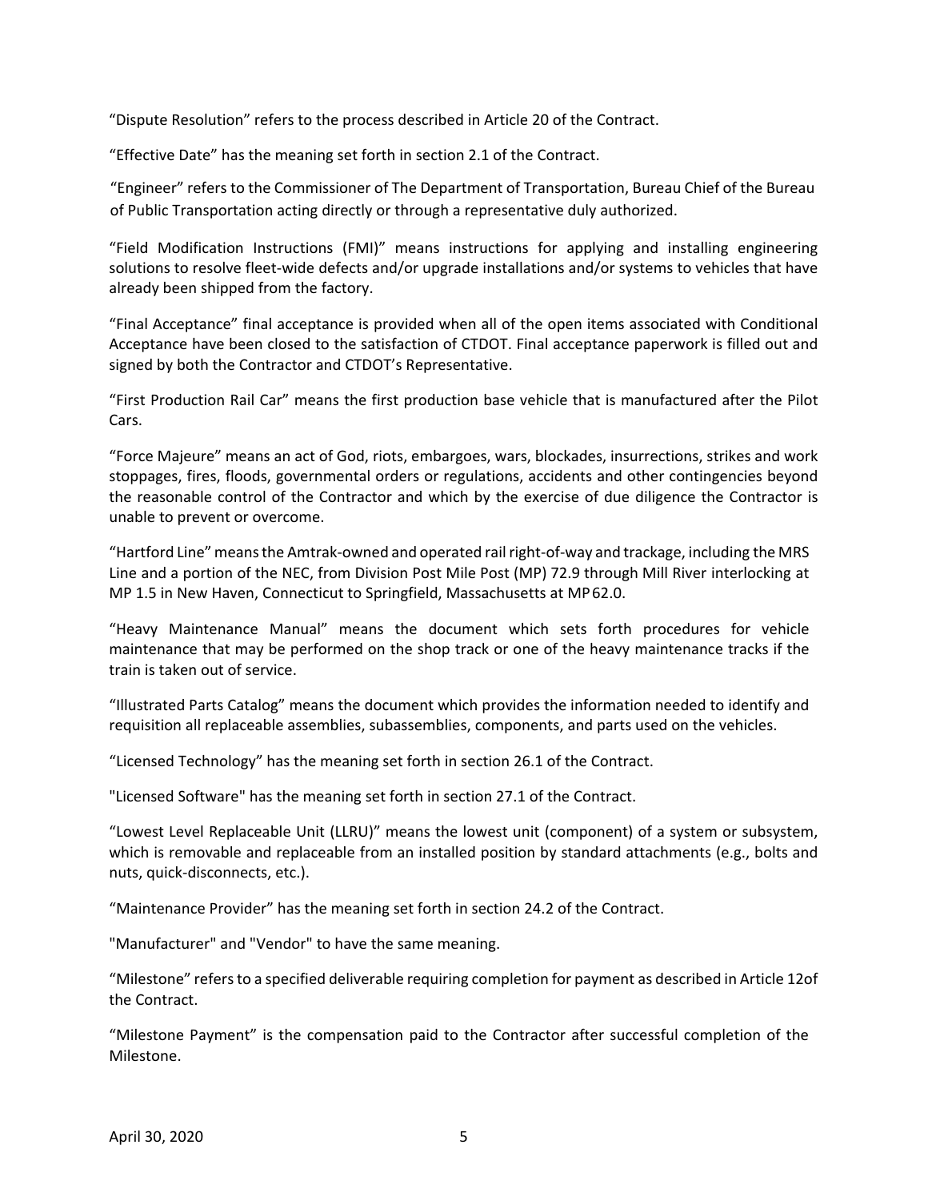"Dispute Resolution" refers to the process described in Article 20 of the Contract.

"Effective Date" has the meaning set forth in section 2.1 of the Contract.

"Engineer" refers to the Commissioner of The Department of Transportation, Bureau Chief of the Bureau of Public Transportation acting directly or through a representative duly authorized.

"Field Modification Instructions (FMI)" means instructions for applying and installing engineering solutions to resolve fleet-wide defects and/or upgrade installations and/or systems to vehicles that have already been shipped from the factory.

"Final Acceptance" final acceptance is provided when all of the open items associated with Conditional Acceptance have been closed to the satisfaction of CTDOT. Final acceptance paperwork is filled out and signed by both the Contractor and CTDOT's Representative.

"First Production Rail Car" means the first production base vehicle that is manufactured after the Pilot Cars.

"Force Majeure" means an act of God, riots, embargoes, wars, blockades, insurrections, strikes and work stoppages, fires, floods, governmental orders or regulations, accidents and other contingencies beyond the reasonable control of the Contractor and which by the exercise of due diligence the Contractor is unable to prevent or overcome.

"Hartford Line" means the Amtrak-owned and operated rail right-of-way and trackage, including the MRS Line and a portion of the NEC, from Division Post Mile Post (MP) 72.9 through Mill River interlocking at MP 1.5 in New Haven, Connecticut to Springfield, Massachusetts at MP 62.0.

"Heavy Maintenance Manual" means the document which sets forth procedures for vehicle maintenance that may be performed on the shop track or one of the heavy maintenance tracks if the train is taken out of service.

"Illustrated Parts Catalog" means the document which provides the information needed to identify and requisition all replaceable assemblies, subassemblies, components, and parts used on the vehicles.

"Licensed Technology" has the meaning set forth in section 26.1 of the Contract.

"Licensed Software" has the meaning set forth in section 27.1 of the Contract.

"Lowest Level Replaceable Unit (LLRU)" means the lowest unit (component) of a system or subsystem, which is removable and replaceable from an installed position by standard attachments (e.g., bolts and nuts, quick-disconnects, etc.).

"Maintenance Provider" has the meaning set forth in section 24.2 of the Contract.

"Manufacturer" and "Vendor" to have the same meaning.

"Milestone" refers to a specified deliverable requiring completion for payment as described in Article 12of the Contract.

"Milestone Payment" is the compensation paid to the Contractor after successful completion of the Milestone.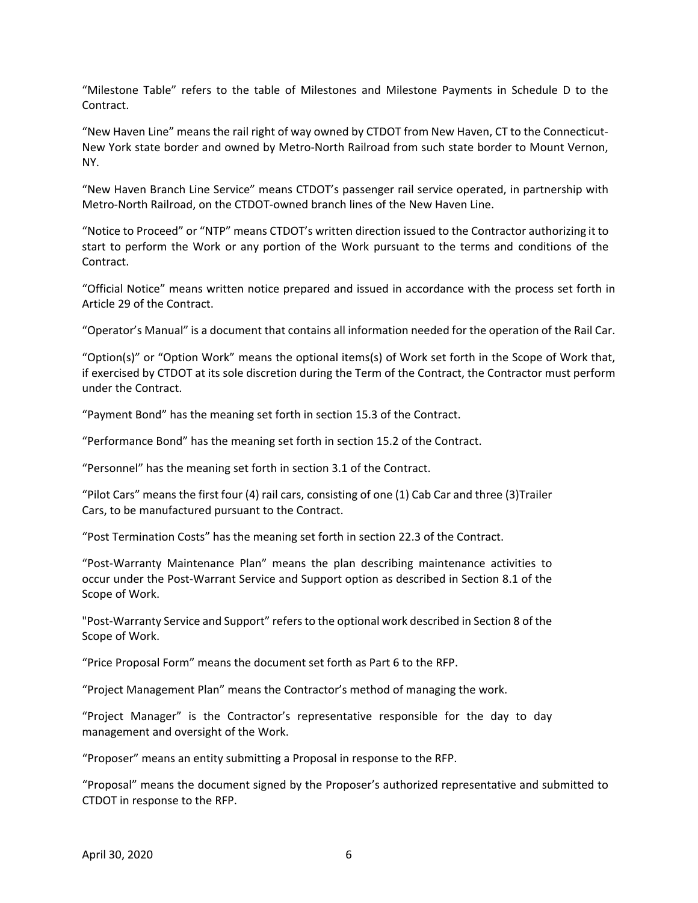"Milestone Table" refers to the table of Milestones and Milestone Payments in Schedule D to the Contract.

"New Haven Line" means the rail right of way owned by CTDOT from New Haven, CT to the Connecticut-New York state border and owned by Metro-North Railroad from such state border to Mount Vernon, NY.

"New Haven Branch Line Service" means CTDOT's passenger rail service operated, in partnership with Metro-North Railroad, on the CTDOT-owned branch lines of the New Haven Line.

"Notice to Proceed" or "NTP" means CTDOT's written direction issued to the Contractor authorizing it to start to perform the Work or any portion of the Work pursuant to the terms and conditions of the Contract.

"Official Notice" means written notice prepared and issued in accordance with the process set forth in Article 29 of the Contract.

"Operator's Manual" is a document that contains all information needed for the operation of the Rail Car.

"Option(s)" or "Option Work" means the optional items(s) of Work set forth in the Scope of Work that, if exercised by CTDOT at its sole discretion during the Term of the Contract, the Contractor must perform under the Contract.

"Payment Bond" has the meaning set forth in section 15.3 of the Contract.

"Performance Bond" has the meaning set forth in section 15.2 of the Contract.

"Personnel" has the meaning set forth in section 3.1 of the Contract.

"Pilot Cars" means the first four (4) rail cars, consisting of one (1) Cab Car and three (3)Trailer Cars, to be manufactured pursuant to the Contract.

"Post Termination Costs" has the meaning set forth in section 22.3 of the Contract.

"Post-Warranty Maintenance Plan" means the plan describing maintenance activities to occur under the Post-Warrant Service and Support option as described in Section 8.1 of the Scope of Work.

"Post-Warranty Service and Support" refers to the optional work described in Section 8 of the Scope of Work.

"Price Proposal Form" means the document set forth as Part 6 to the RFP.

"Project Management Plan" means the Contractor's method of managing the work.

"Project Manager" is the Contractor's representative responsible for the day to day management and oversight of the Work.

"Proposer" means an entity submitting a Proposal in response to the RFP.

"Proposal" means the document signed by the Proposer's authorized representative and submitted to CTDOT in response to the RFP.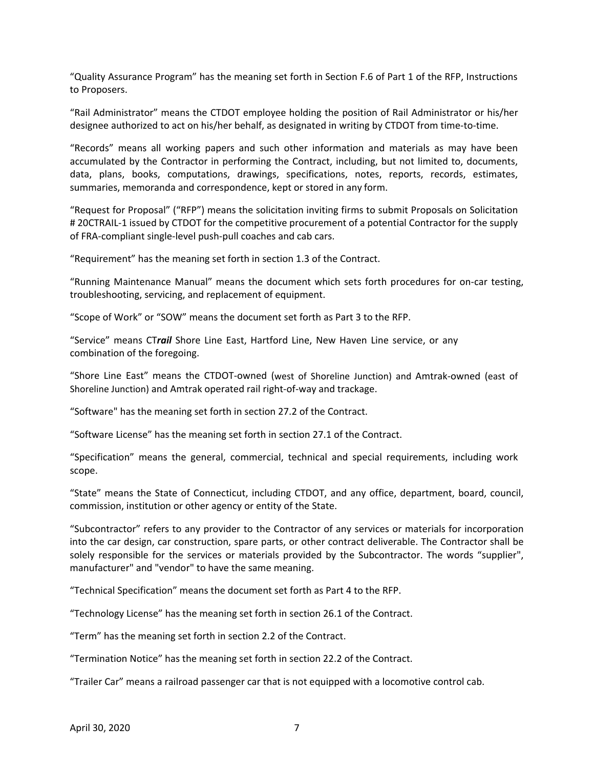“Quality Assurance Program” has the meaning set forth in Section F.6 of Part 1 of the RFP, Instructions to Proposers.

“Rail Administrator” means the CTDOT employee holding the position of Rail Administrator or his/her designee authorized to act on his/her behalf, as designated in writing by CTDOT from time-to-time.

“Records” means all working papers and such other information and materials as may have been accumulated by the Contractor in performing the Contract, including, but not limited to, documents, data, plans, books, computations, drawings, specifications, notes, reports, records, estimates, summaries, memoranda and correspondence, kept or stored in any form.

“Request for Proposal” (“RFP”) means the solicitation inviting firms to submit Proposals on Solicitation # 20CTRAIL-1 issued by CTDOT for the competitive procurement of a potential Contractor for the supply of FRA-compliant single-level push-pull coaches and cab cars.

“Requirement” has the meaning set forth in section 1.3 of the Contract.

“Running Maintenance Manual” means the document which sets forth procedures for on-car testing, troubleshooting, servicing, and replacement of equipment.

“Scope of Work” or “SOW” means the document set forth as Part 3 to the RFP.

“Service” means CT***rail*** Shore Line East, Hartford Line, New Haven Line service, or any combination of the foregoing.

“Shore Line East” means the CTDOT-owned (west of Shoreline Junction) and Amtrak-owned (east of Shoreline Junction) and Amtrak operated rail right-of-way and trackage.

“Software" has the meaning set forth in section 27.2 of the Contract.

“Software License” has the meaning set forth in section 27.1 of the Contract.

“Specification” means the general, commercial, technical and special requirements, including work scope.

“State” means the State of Connecticut, including CTDOT, and any office, department, board, council, commission, institution or other agency or entity of the State.

“Subcontractor” refers to any provider to the Contractor of any services or materials for incorporation into the car design, car construction, spare parts, or other contract deliverable. The Contractor shall be solely responsible for the services or materials provided by the Subcontractor. The words “supplier", manufacturer" and "vendor" to have the same meaning.

“Technical Specification” means the document set forth as Part 4 to the RFP.

“Technology License” has the meaning set forth in section 26.1 of the Contract.

“Term” has the meaning set forth in section 2.2 of the Contract.

“Termination Notice” has the meaning set forth in section 22.2 of the Contract.

“Trailer Car” means a railroad passenger car that is not equipped with a locomotive control cab.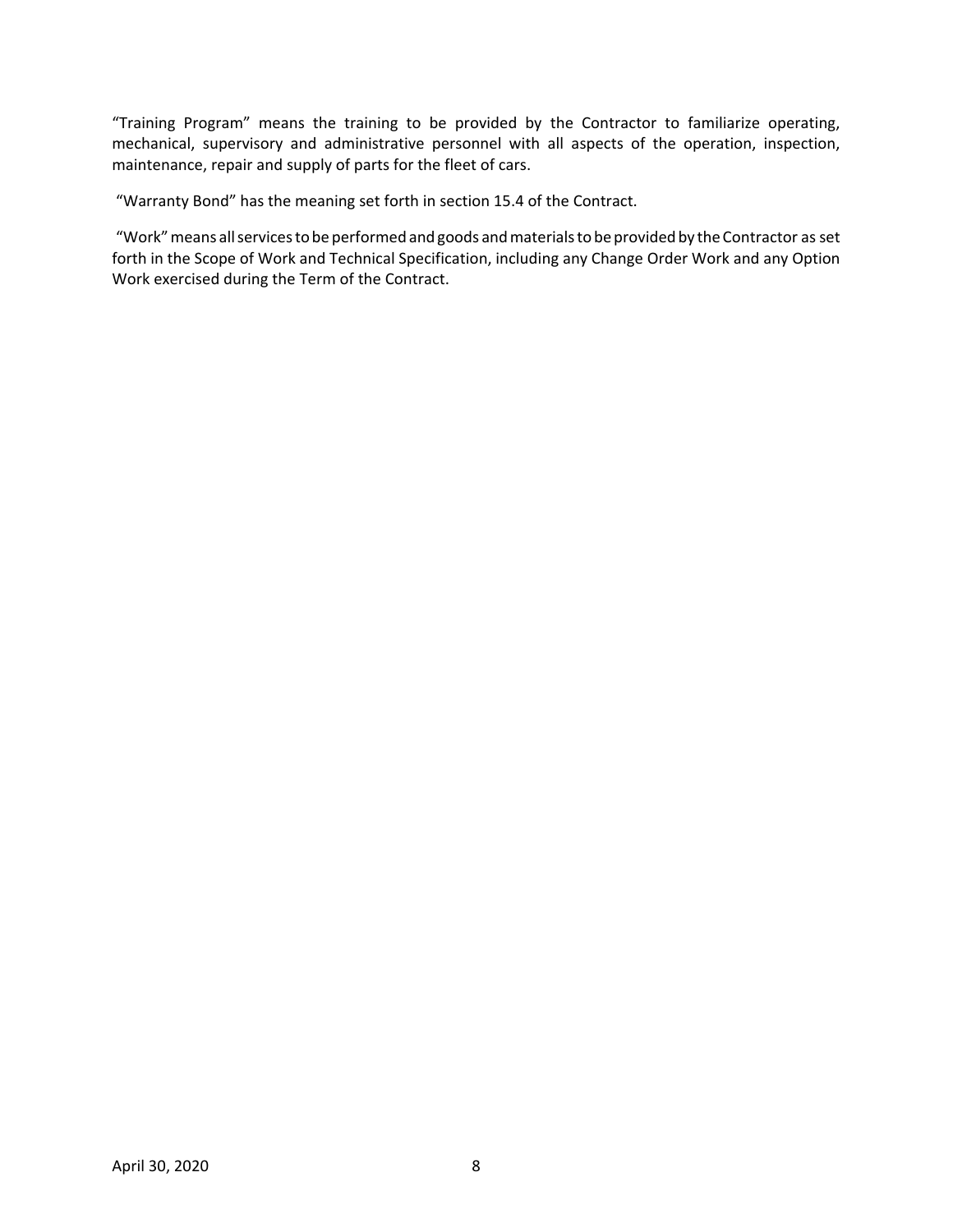"Training Program" means the training to be provided by the Contractor to familiarize operating, mechanical, supervisory and administrative personnel with all aspects of the operation, inspection, maintenance, repair and supply of parts for the fleet of cars.

"Warranty Bond" has the meaning set forth in section 15.4 of the Contract.

"Work" means all services to be performed and goods and materials to be provided by the Contractor as set forth in the Scope of Work and Technical Specification, including any Change Order Work and any Option Work exercised during the Term of the Contract.